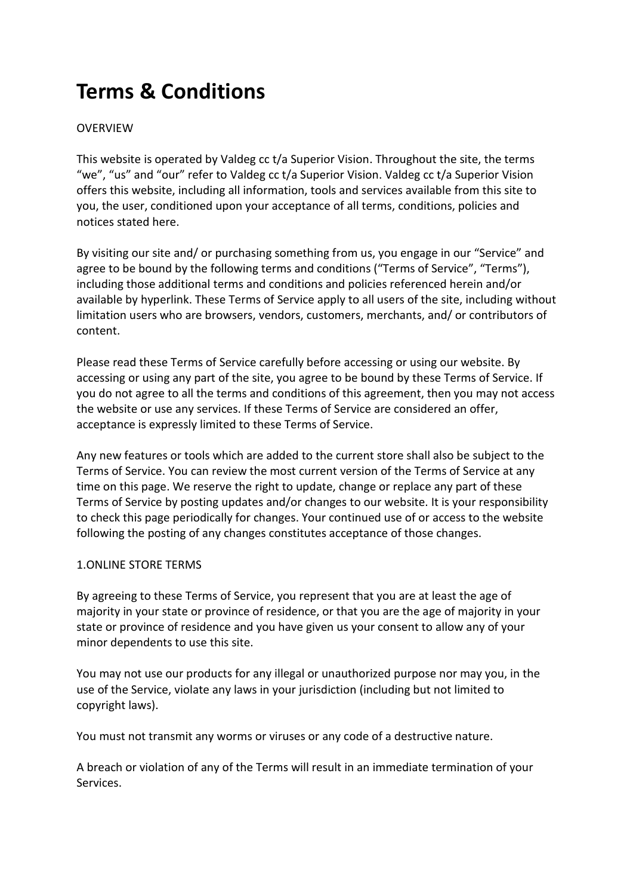# Terms & Conditions

OVERVIEW

This website is operated by Valdeg cc t/a Superior Vision. Throughout the site, the terms "we", "us" and "our" refer to Valdeg cc t/a Superior Vision. Valdeg cc t/a Superior Vision offers this website, including all information, tools and services available from this site to you, the user, conditioned upon your acceptance of all terms, conditions, policies and notices stated here.

By visiting our site and/ or purchasing something from us, you engage in our "Service" and agree to be bound by the following terms and conditions ("Terms of Service", "Terms"), including those additional terms and conditions and policies referenced herein and/or available by hyperlink. These Terms of Service apply to all users of the site, including without limitation users who are browsers, vendors, customers, merchants, and/ or contributors of content.

Please read these Terms of Service carefully before accessing or using our website. By accessing or using any part of the site, you agree to be bound by these Terms of Service. If you do not agree to all the terms and conditions of this agreement, then you may not access the website or use any services. If these Terms of Service are considered an offer, acceptance is expressly limited to these Terms of Service.

Any new features or tools which are added to the current store shall also be subject to the Terms of Service. You can review the most current version of the Terms of Service at any time on this page. We reserve the right to update, change or replace any part of these Terms of Service by posting updates and/or changes to our website. It is your responsibility to check this page periodically for changes. Your continued use of or access to the website following the posting of any changes constitutes acceptance of those changes.

1.ONLINE STORE TERMS

By agreeing to these Terms of Service, you represent that you are at least the age of majority in your state or province of residence, or that you are the age of majority in your state or province of residence and you have given us your consent to allow any of your minor dependents to use this site.

You may not use our products for any illegal or unauthorized purpose nor may you, in the use of the Service, violate any laws in your jurisdiction (including but not limited to copyright laws).

You must not transmit any worms or viruses or any code of a destructive nature.

A breach or violation of any of the Terms will result in an immediate termination of your Services.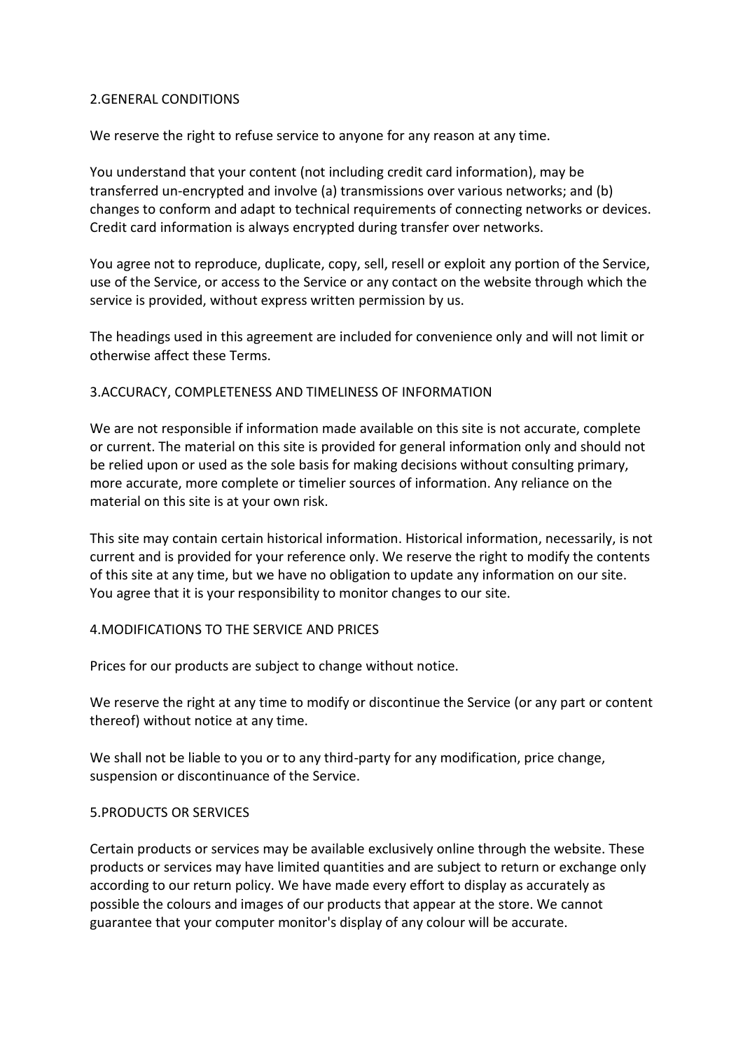## 2.GENERAL CONDITIONS

We reserve the right to refuse service to anyone for any reason at any time.

You understand that your content (not including credit card information), may be transferred un-encrypted and involve (a) transmissions over various networks; and (b) changes to conform and adapt to technical requirements of connecting networks or devices. Credit card information is always encrypted during transfer over networks.

You agree not to reproduce, duplicate, copy, sell, resell or exploit any portion of the Service, use of the Service, or access to the Service or any contact on the website through which the service is provided, without express written permission by us.

The headings used in this agreement are included for convenience only and will not limit or otherwise affect these Terms.

## 3.ACCURACY, COMPLETENESS AND TIMELINESS OF INFORMATION

We are not responsible if information made available on this site is not accurate, complete or current. The material on this site is provided for general information only and should not be relied upon or used as the sole basis for making decisions without consulting primary, more accurate, more complete or timelier sources of information. Any reliance on the material on this site is at your own risk.

This site may contain certain historical information. Historical information, necessarily, is not current and is provided for your reference only. We reserve the right to modify the contents of this site at any time, but we have no obligation to update any information on our site. You agree that it is your responsibility to monitor changes to our site.

## 4.MODIFICATIONS TO THE SERVICE AND PRICES

Prices for our products are subject to change without notice.

We reserve the right at any time to modify or discontinue the Service (or any part or content thereof) without notice at any time.

We shall not be liable to you or to any third-party for any modification, price change, suspension or discontinuance of the Service.

## 5.PRODUCTS OR SERVICES

Certain products or services may be available exclusively online through the website. These products or services may have limited quantities and are subject to return or exchange only according to our return policy. We have made every effort to display as accurately as possible the colours and images of our products that appear at the store. We cannot guarantee that your computer monitor's display of any colour will be accurate.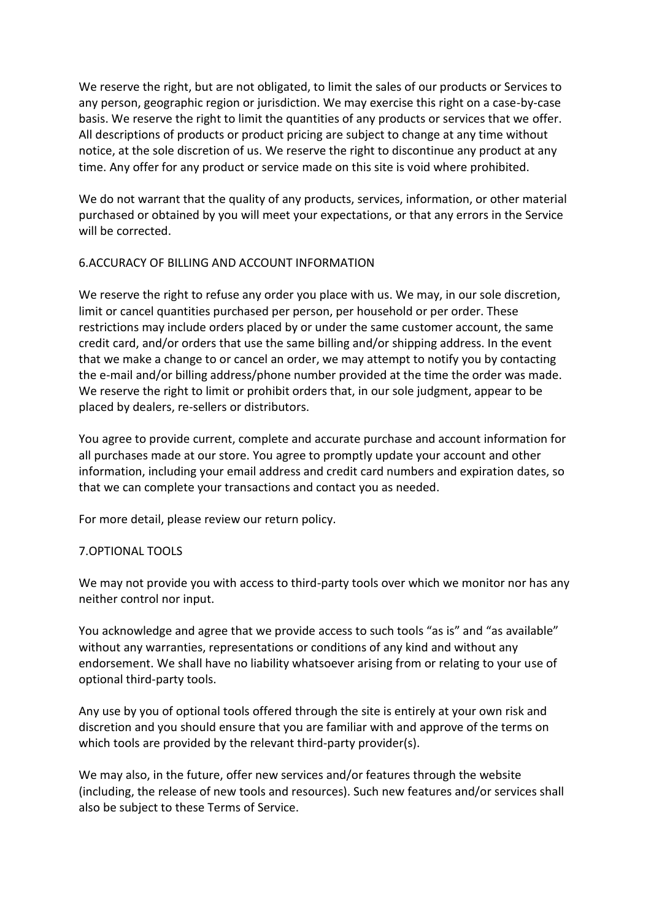We reserve the right, but are not obligated, to limit the sales of our products or Services to any person, geographic region or jurisdiction. We may exercise this right on a case-by-case basis. We reserve the right to limit the quantities of any products or services that we offer. All descriptions of products or product pricing are subject to change at any time without notice, at the sole discretion of us. We reserve the right to discontinue any product at any time. Any offer for any product or service made on this site is void where prohibited.

We do not warrant that the quality of any products, services, information, or other material purchased or obtained by you will meet your expectations, or that any errors in the Service will be corrected.

## 6.ACCURACY OF BILLING AND ACCOUNT INFORMATION

We reserve the right to refuse any order you place with us. We may, in our sole discretion, limit or cancel quantities purchased per person, per household or per order. These restrictions may include orders placed by or under the same customer account, the same credit card, and/or orders that use the same billing and/or shipping address. In the event that we make a change to or cancel an order, we may attempt to notify you by contacting the e-mail and/or billing address/phone number provided at the time the order was made. We reserve the right to limit or prohibit orders that, in our sole judgment, appear to be placed by dealers, re-sellers or distributors.

You agree to provide current, complete and accurate purchase and account information for all purchases made at our store. You agree to promptly update your account and other information, including your email address and credit card numbers and expiration dates, so that we can complete your transactions and contact you as needed.

For more detail, please review our return policy.

## 7.OPTIONAL TOOLS

We may not provide you with access to third-party tools over which we monitor nor has any neither control nor input.

You acknowledge and agree that we provide access to such tools "as is" and "as available" without any warranties, representations or conditions of any kind and without any endorsement. We shall have no liability whatsoever arising from or relating to your use of optional third-party tools.

Any use by you of optional tools offered through the site is entirely at your own risk and discretion and you should ensure that you are familiar with and approve of the terms on which tools are provided by the relevant third-party provider(s).

We may also, in the future, offer new services and/or features through the website (including, the release of new tools and resources). Such new features and/or services shall also be subject to these Terms of Service.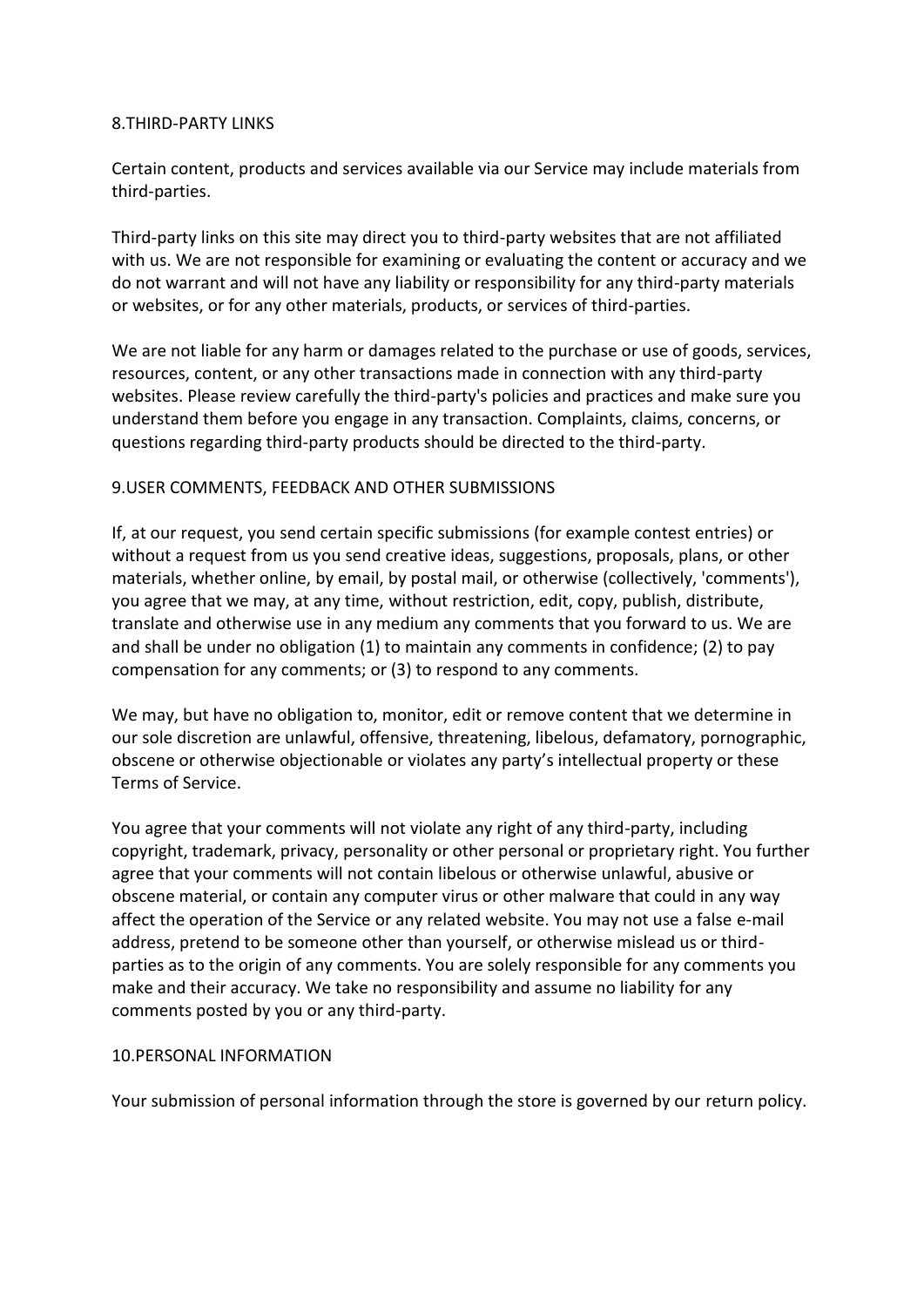## 8.THIRD-PARTY LINKS

Certain content, products and services available via our Service may include materials from third-parties.

Third-party links on this site may direct you to third-party websites that are not affiliated with us. We are not responsible for examining or evaluating the content or accuracy and we do not warrant and will not have any liability or responsibility for any third-party materials or websites, or for any other materials, products, or services of third-parties.

We are not liable for any harm or damages related to the purchase or use of goods, services, resources, content, or any other transactions made in connection with any third-party websites. Please review carefully the third-party's policies and practices and make sure you understand them before you engage in any transaction. Complaints, claims, concerns, or questions regarding third-party products should be directed to the third-party.

## 9.USER COMMENTS, FEEDBACK AND OTHER SUBMISSIONS

If, at our request, you send certain specific submissions (for example contest entries) or without a request from us you send creative ideas, suggestions, proposals, plans, or other materials, whether online, by email, by postal mail, or otherwise (collectively, 'comments'), you agree that we may, at any time, without restriction, edit, copy, publish, distribute, translate and otherwise use in any medium any comments that you forward to us. We are and shall be under no obligation (1) to maintain any comments in confidence; (2) to pay compensation for any comments; or (3) to respond to any comments.

We may, but have no obligation to, monitor, edit or remove content that we determine in our sole discretion are unlawful, offensive, threatening, libelous, defamatory, pornographic, obscene or otherwise objectionable or violates any party's intellectual property or these Terms of Service.

You agree that your comments will not violate any right of any third-party, including copyright, trademark, privacy, personality or other personal or proprietary right. You further agree that your comments will not contain libelous or otherwise unlawful, abusive or obscene material, or contain any computer virus or other malware that could in any way affect the operation of the Service or any related website. You may not use a false e-mail address, pretend to be someone other than yourself, or otherwise mislead us or third-parties as to the origin of any comments. You are solely responsible for any comments you make and their accuracy. We take no responsibility and assume no liability for any comments posted by you or any third-party.

## 10.PERSONAL INFORMATION

Your submission of personal information through the store is governed by our return policy.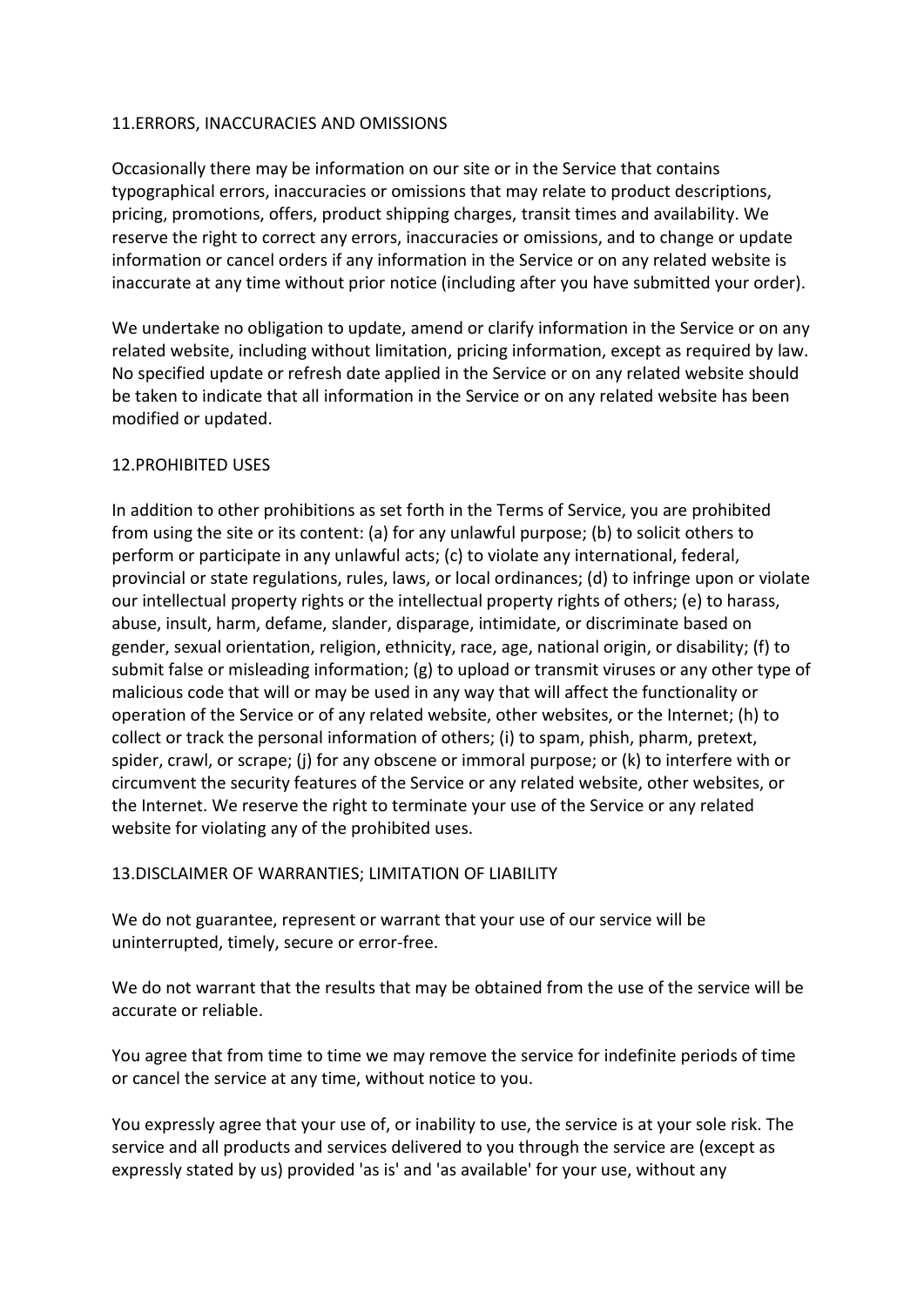## 11.ERRORS, INACCURACIES AND OMISSIONS

Occasionally there may be information on our site or in the Service that contains typographical errors, inaccuracies or omissions that may relate to product descriptions, pricing, promotions, offers, product shipping charges, transit times and availability. We reserve the right to correct any errors, inaccuracies or omissions, and to change or update information or cancel orders if any information in the Service or on any related website is inaccurate at any time without prior notice (including after you have submitted your order).

We undertake no obligation to update, amend or clarify information in the Service or on any related website, including without limitation, pricing information, except as required by law. No specified update or refresh date applied in the Service or on any related website should be taken to indicate that all information in the Service or on any related website has been modified or updated.

## 12.PROHIBITED USES

In addition to other prohibitions as set forth in the Terms of Service, you are prohibited from using the site or its content: (a) for any unlawful purpose; (b) to solicit others to perform or participate in any unlawful acts; (c) to violate any international, federal, provincial or state regulations, rules, laws, or local ordinances; (d) to infringe upon or violate our intellectual property rights or the intellectual property rights of others; (e) to harass, abuse, insult, harm, defame, slander, disparage, intimidate, or discriminate based on gender, sexual orientation, religion, ethnicity, race, age, national origin, or disability; (f) to submit false or misleading information; (g) to upload or transmit viruses or any other type of malicious code that will or may be used in any way that will affect the functionality or operation of the Service or of any related website, other websites, or the Internet; (h) to collect or track the personal information of others; (i) to spam, phish, pharm, pretext, spider, crawl, or scrape; (j) for any obscene or immoral purpose; or (k) to interfere with or circumvent the security features of the Service or any related website, other websites, or the Internet. We reserve the right to terminate your use of the Service or any related website for violating any of the prohibited uses.

## 13.DISCLAIMER OF WARRANTIES; LIMITATION OF LIABILITY

We do not guarantee, represent or warrant that your use of our service will be uninterrupted, timely, secure or error-free.

We do not warrant that the results that may be obtained from the use of the service will be accurate or reliable.

You agree that from time to time we may remove the service for indefinite periods of time or cancel the service at any time, without notice to you.

You expressly agree that your use of, or inability to use, the service is at your sole risk. The service and all products and services delivered to you through the service are (except as expressly stated by us) provided 'as is' and 'as available' for your use, without any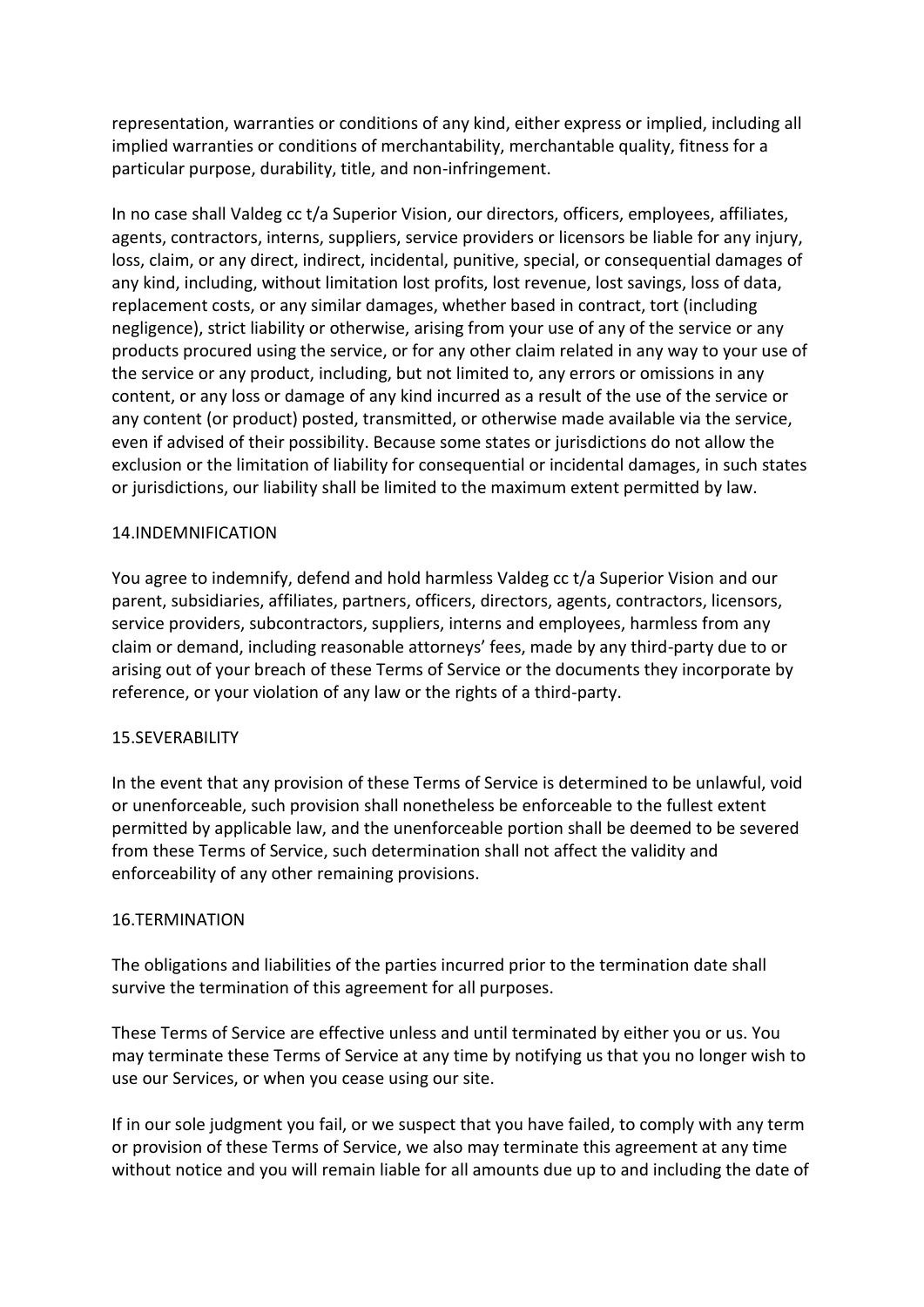representation, warranties or conditions of any kind, either express or implied, including all implied warranties or conditions of merchantability, merchantable quality, fitness for a particular purpose, durability, title, and non-infringement.

In no case shall Valdeg cc t/a Superior Vision, our directors, officers, employees, affiliates, agents, contractors, interns, suppliers, service providers or licensors be liable for any injury, loss, claim, or any direct, indirect, incidental, punitive, special, or consequential damages of any kind, including, without limitation lost profits, lost revenue, lost savings, loss of data, replacement costs, or any similar damages, whether based in contract, tort (including negligence), strict liability or otherwise, arising from your use of any of the service or any products procured using the service, or for any other claim related in any way to your use of the service or any product, including, but not limited to, any errors or omissions in any content, or any loss or damage of any kind incurred as a result of the use of the service or any content (or product) posted, transmitted, or otherwise made available via the service, even if advised of their possibility. Because some states or jurisdictions do not allow the exclusion or the limitation of liability for consequential or incidental damages, in such states or jurisdictions, our liability shall be limited to the maximum extent permitted by law.

## 14.INDEMNIFICATION

You agree to indemnify, defend and hold harmless Valdeg cc t/a Superior Vision and our parent, subsidiaries, affiliates, partners, officers, directors, agents, contractors, licensors, service providers, subcontractors, suppliers, interns and employees, harmless from any claim or demand, including reasonable attorneys' fees, made by any third-party due to or arising out of your breach of these Terms of Service or the documents they incorporate by reference, or your violation of any law or the rights of a third-party.

## 15.SEVERABILITY

In the event that any provision of these Terms of Service is determined to be unlawful, void or unenforceable, such provision shall nonetheless be enforceable to the fullest extent permitted by applicable law, and the unenforceable portion shall be deemed to be severed from these Terms of Service, such determination shall not affect the validity and enforceability of any other remaining provisions.

## 16.TERMINATION

The obligations and liabilities of the parties incurred prior to the termination date shall survive the termination of this agreement for all purposes.

These Terms of Service are effective unless and until terminated by either you or us. You may terminate these Terms of Service at any time by notifying us that you no longer wish to use our Services, or when you cease using our site.

If in our sole judgment you fail, or we suspect that you have failed, to comply with any term or provision of these Terms of Service, we also may terminate this agreement at any time without notice and you will remain liable for all amounts due up to and including the date of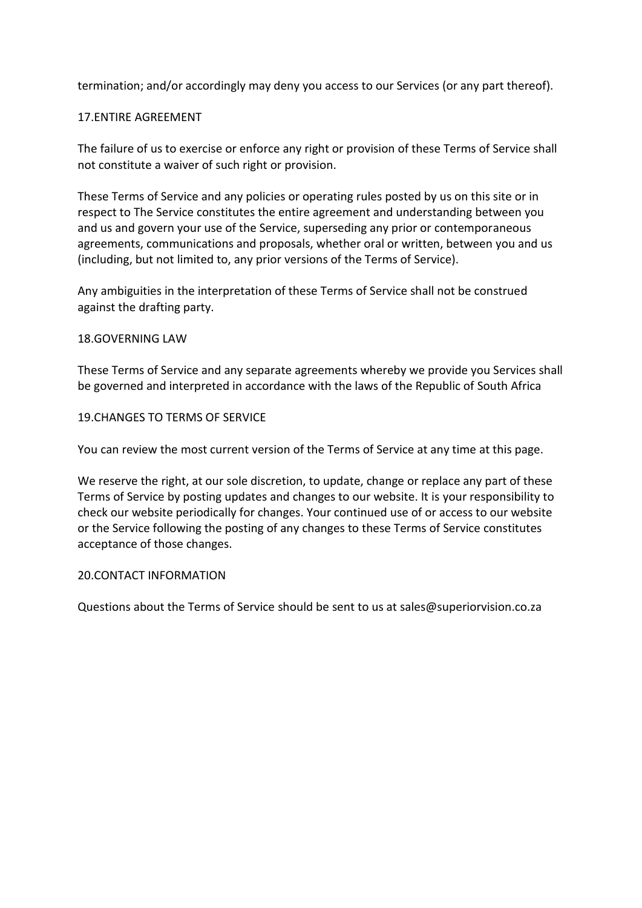termination; and/or accordingly may deny you access to our Services (or any part thereof).

## 17.ENTIRE AGREEMENT

The failure of us to exercise or enforce any right or provision of these Terms of Service shall not constitute a waiver of such right or provision.

These Terms of Service and any policies or operating rules posted by us on this site or in respect to The Service constitutes the entire agreement and understanding between you and us and govern your use of the Service, superseding any prior or contemporaneous agreements, communications and proposals, whether oral or written, between you and us (including, but not limited to, any prior versions of the Terms of Service).

Any ambiguities in the interpretation of these Terms of Service shall not be construed against the drafting party.

## 18.GOVERNING LAW

These Terms of Service and any separate agreements whereby we provide you Services shall be governed and interpreted in accordance with the laws of the Republic of South Africa

## 19.CHANGES TO TERMS OF SERVICE

You can review the most current version of the Terms of Service at any time at this page.

We reserve the right, at our sole discretion, to update, change or replace any part of these Terms of Service by posting updates and changes to our website. It is your responsibility to check our website periodically for changes. Your continued use of or access to our website or the Service following the posting of any changes to these Terms of Service constitutes acceptance of those changes.

## 20.CONTACT INFORMATION

Questions about the Terms of Service should be sent to us at sales@superiorvision.co.za